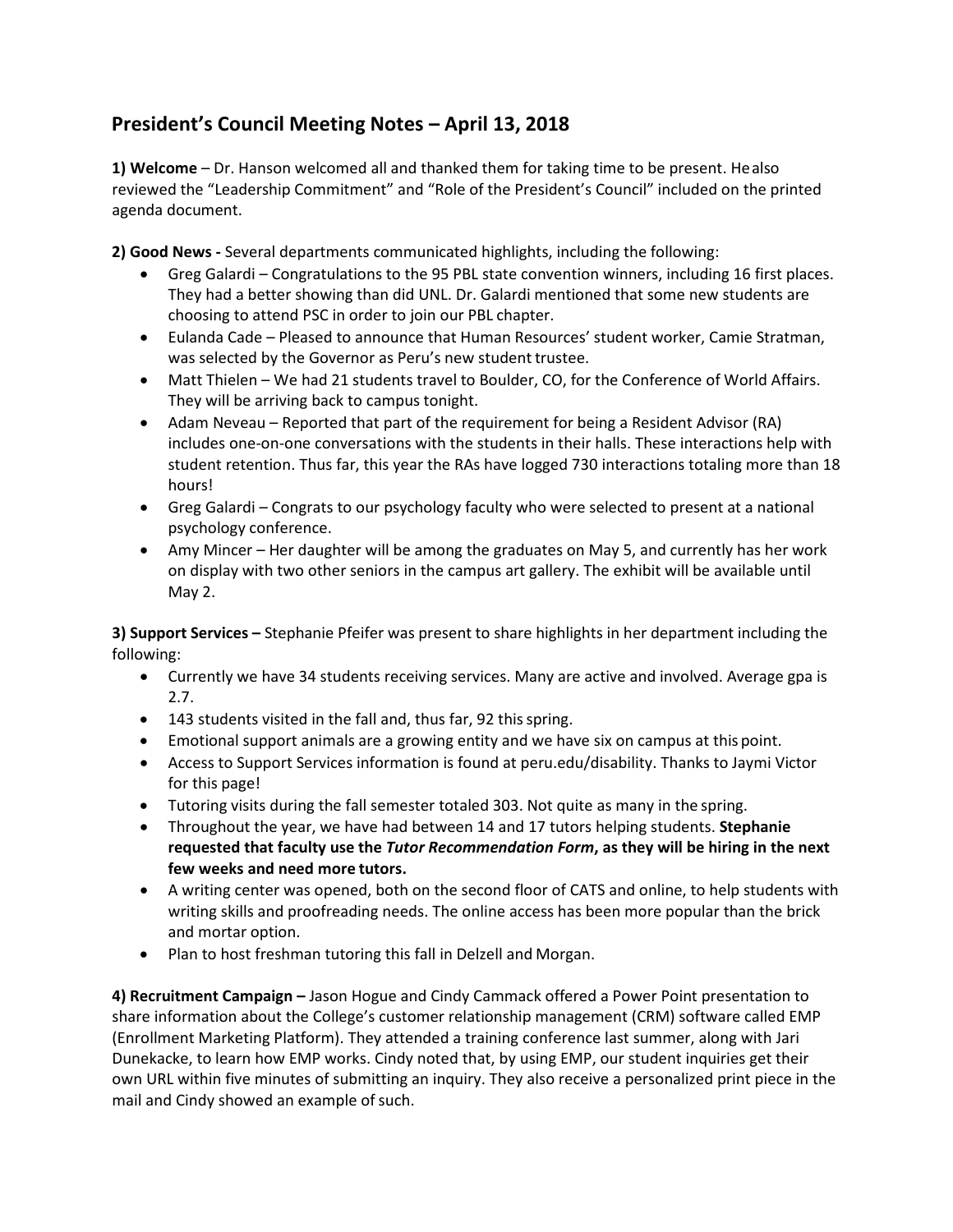# President's Council Meeting Notes – April 13, 2018

**1) Welcome** – Dr. Hanson welcomed all and thanked them for taking time to be present. He also reviewed the "Leadership Commitment" and "Role of the President's Council" included on the printed agenda document.

**2) Good News -** Several departments communicated highlights, including the following:

- Greg Galardi – Congratulations to the 95 PBL state convention winners, including 16 first places. They had a better showing than did UNL. Dr. Galardi mentioned that some new students are choosing to attend PSC in order to join our PBL chapter.
- Eulanda Cade – Pleased to announce that Human Resources' student worker, Camie Stratman, was selected by the Governor as Peru's new student trustee.
- Matt Thielen – We had 21 students travel to Boulder, CO, for the Conference of World Affairs. They will be arriving back to campus tonight.
- Adam Neveau – Reported that part of the requirement for being a Resident Advisor (RA) includes one-on-one conversations with the students in their halls. These interactions help with student retention. Thus far, this year the RAs have logged 730 interactions totaling more than 18 hours!
- Greg Galardi – Congrats to our psychology faculty who were selected to present at a national psychology conference.
- Amy Mincer – Her daughter will be among the graduates on May 5, and currently has her work on display with two other seniors in the campus art gallery. The exhibit will be available until May 2.

**3) Support Services –** Stephanie Pfeifer was present to share highlights in her department including the following:

- Currently we have 34 students receiving services. Many are active and involved. Average gpa is 2.7.
- 143 students visited in the fall and, thus far, 92 this spring.
- Emotional support animals are a growing entity and we have six on campus at this point.
- Access to Support Services information is found at peru.edu/disability. Thanks to Jaymi Victor for this page!
- Tutoring visits during the fall semester totaled 303. Not quite as many in the spring.
- Throughout the year, we have had between 14 and 17 tutors helping students. **Stephanie requested that faculty use the *Tutor Recommendation Form*, as they will be hiring in the next few weeks and need more tutors.**
- A writing center was opened, both on the second floor of CATS and online, to help students with writing skills and proofreading needs. The online access has been more popular than the brick and mortar option.
- Plan to host freshman tutoring this fall in Delzell and Morgan.

**4) Recruitment Campaign –** Jason Hogue and Cindy Cammack offered a Power Point presentation to share information about the College's customer relationship management (CRM) software called EMP (Enrollment Marketing Platform). They attended a training conference last summer, along with Jari Dunekacke, to learn how EMP works. Cindy noted that, by using EMP, our student inquiries get their own URL within five minutes of submitting an inquiry. They also receive a personalized print piece in the mail and Cindy showed an example of such.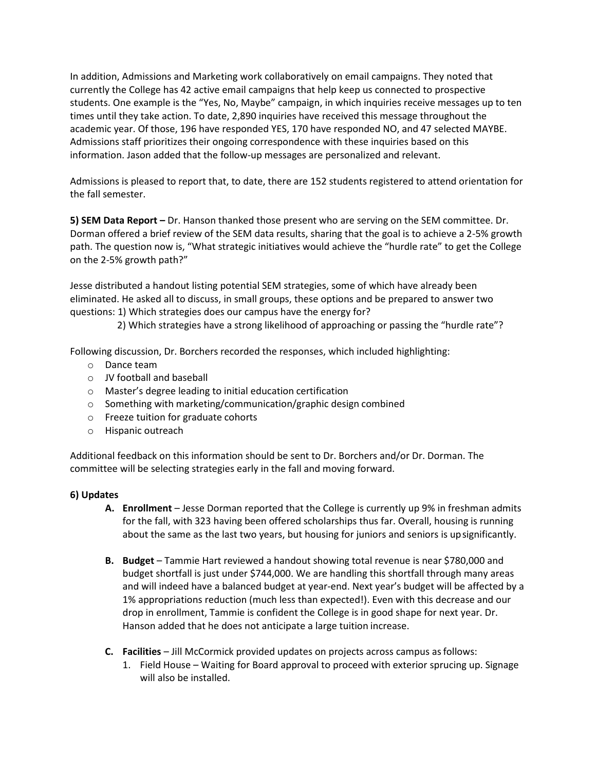In addition, Admissions and Marketing work collaboratively on email campaigns. They noted that currently the College has 42 active email campaigns that help keep us connected to prospective students. One example is the "Yes, No, Maybe" campaign, in which inquiries receive messages up to ten times until they take action. To date, 2,890 inquiries have received this message throughout the academic year. Of those, 196 have responded YES, 170 have responded NO, and 47 selected MAYBE. Admissions staff prioritizes their ongoing correspondence with these inquiries based on this information. Jason added that the follow-up messages are personalized and relevant.

Admissions is pleased to report that, to date, there are 152 students registered to attend orientation for the fall semester.

**5) SEM Data Report –** Dr. Hanson thanked those present who are serving on the SEM committee. Dr. Dorman offered a brief review of the SEM data results, sharing that the goal is to achieve a 2-5% growth path. The question now is, "What strategic initiatives would achieve the "hurdle rate" to get the College on the 2-5% growth path?"

Jesse distributed a handout listing potential SEM strategies, some of which have already been eliminated. He asked all to discuss, in small groups, these options and be prepared to answer two questions: 1) Which strategies does our campus have the energy for?
2) Which strategies have a strong likelihood of approaching or passing the "hurdle rate"?

Following discussion, Dr. Borchers recorded the responses, which included highlighting:

- Dance team
- JV football and baseball
- Master's degree leading to initial education certification
- Something with marketing/communication/graphic design combined
- Freeze tuition for graduate cohorts
- Hispanic outreach

Additional feedback on this information should be sent to Dr. Borchers and/or Dr. Dorman. The committee will be selecting strategies early in the fall and moving forward.

**6) Updates**

**A. Enrollment** – Jesse Dorman reported that the College is currently up 9% in freshman admits for the fall, with 323 having been offered scholarships thus far. Overall, housing is running about the same as the last two years, but housing for juniors and seniors is up significantly.

**B. Budget** – Tammie Hart reviewed a handout showing total revenue is near $780,000 and budget shortfall is just under $744,000. We are handling this shortfall through many areas and will indeed have a balanced budget at year-end. Next year's budget will be affected by a 1% appropriations reduction (much less than expected!). Even with this decrease and our drop in enrollment, Tammie is confident the College is in good shape for next year. Dr. Hanson added that he does not anticipate a large tuition increase.

**C. Facilities** – Jill McCormick provided updates on projects across campus as follows:

1. Field House – Waiting for Board approval to proceed with exterior sprucing up. Signage will also be installed.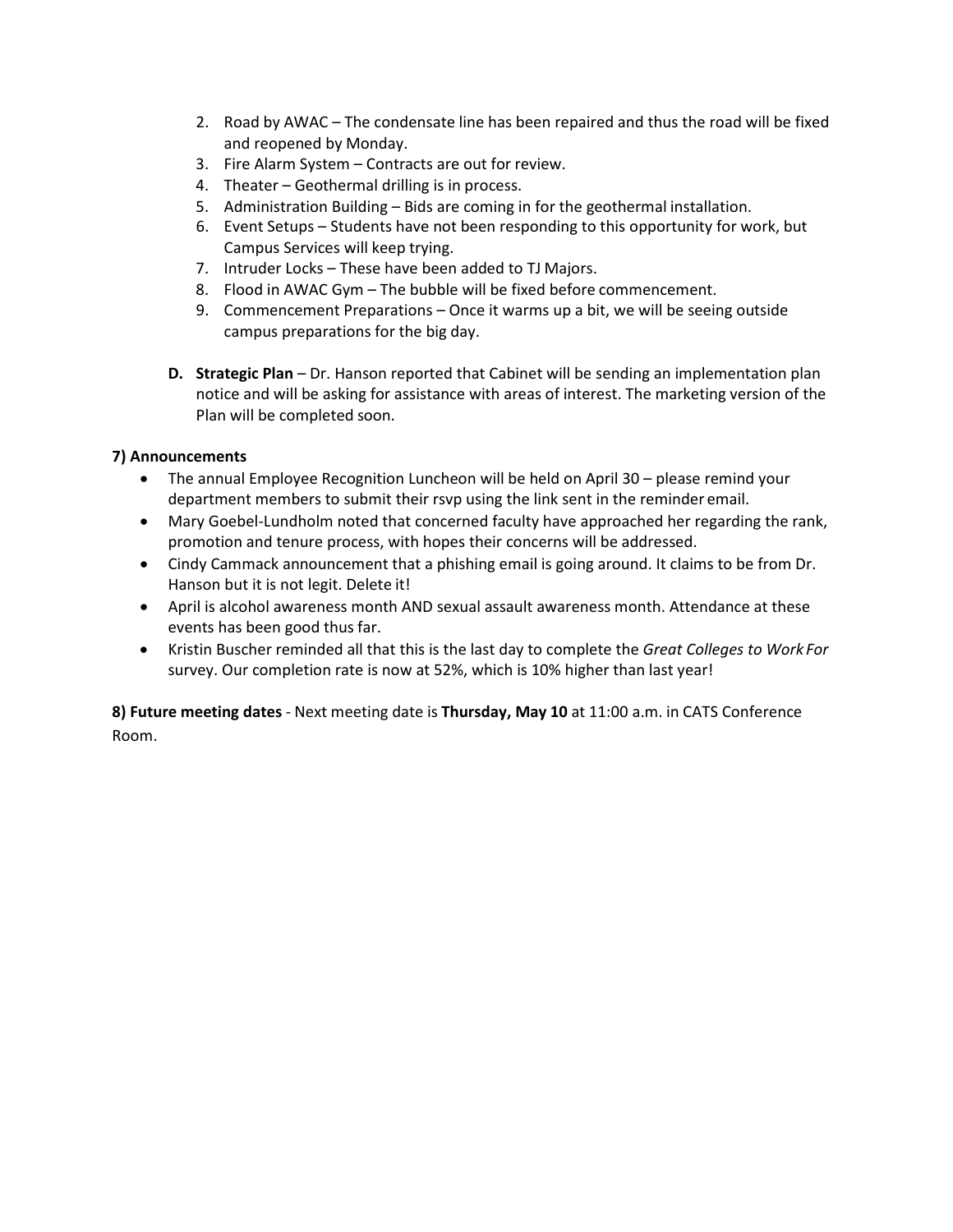2. Road by AWAC – The condensate line has been repaired and thus the road will be fixed and reopened by Monday.
3. Fire Alarm System – Contracts are out for review.
4. Theater – Geothermal drilling is in process.
5. Administration Building – Bids are coming in for the geothermal installation.
6. Event Setups – Students have not been responding to this opportunity for work, but Campus Services will keep trying.
7. Intruder Locks – These have been added to TJ Majors.
8. Flood in AWAC Gym – The bubble will be fixed before commencement.
9. Commencement Preparations – Once it warms up a bit, we will be seeing outside campus preparations for the big day.

**D. Strategic Plan** – Dr. Hanson reported that Cabinet will be sending an implementation plan notice and will be asking for assistance with areas of interest. The marketing version of the Plan will be completed soon.

**7) Announcements**

- The annual Employee Recognition Luncheon will be held on April 30 – please remind your department members to submit their rsvp using the link sent in the reminder email.
- Mary Goebel-Lundholm noted that concerned faculty have approached her regarding the rank, promotion and tenure process, with hopes their concerns will be addressed.
- Cindy Cammack announcement that a phishing email is going around. It claims to be from Dr. Hanson but it is not legit. Delete it!
- April is alcohol awareness month AND sexual assault awareness month. Attendance at these events has been good thus far.
- Kristin Buscher reminded all that this is the last day to complete the *Great Colleges to Work For* survey. Our completion rate is now at 52%, which is 10% higher than last year!

**8) Future meeting dates** - Next meeting date is **Thursday, May 10** at 11:00 a.m. in CATS Conference Room.